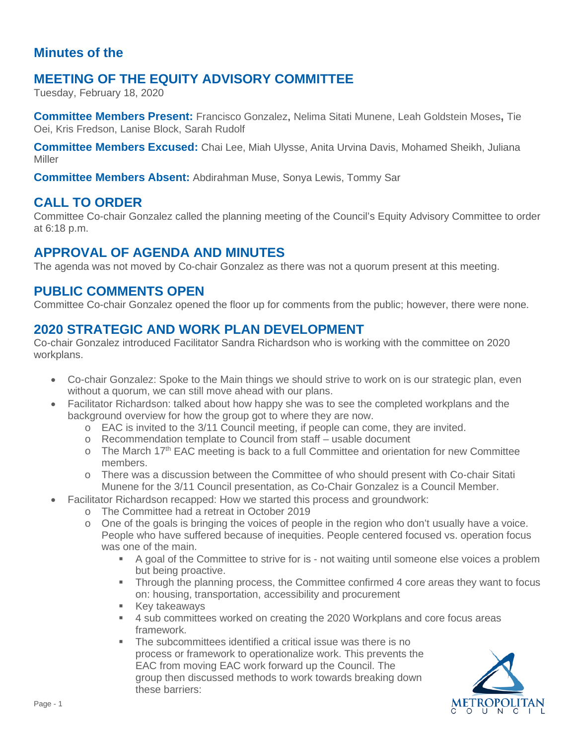## Minutes of the

# MEETING OF THE EQUITY ADVISORY COMMITTEE

Tuesday, February 18, 2020

**Committee Members Present:** Francisco Gonzalez, Nelima Sitati Munene, Leah Goldstein Moses, Tie Oei, Kris Fredson, Lanise Block, Sarah Rudolf

**Committee Members Excused:** Chai Lee, Miah Ulysse, Anita Urvina Davis, Mohamed Sheikh, Juliana Miller

**Committee Members Absent:** Abdirahman Muse, Sonya Lewis, Tommy Sar

## CALL TO ORDER

Committee Co-chair Gonzalez called the planning meeting of the Council's Equity Advisory Committee to order at 6:18 p.m.

## APPROVAL OF AGENDA AND MINUTES

The agenda was not moved by Co-chair Gonzalez as there was not a quorum present at this meeting.

## PUBLIC COMMENTS OPEN

Committee Co-chair Gonzalez opened the floor up for comments from the public; however, there were none.

## 2020 STRATEGIC AND WORK PLAN DEVELOPMENT

Co-chair Gonzalez introduced Facilitator Sandra Richardson who is working with the committee on 2020 workplans.

- Co-chair Gonzalez: Spoke to the Main things we should strive to work on is our strategic plan, even without a quorum, we can still move ahead with our plans.
- Facilitator Richardson: talked about how happy she was to see the completed workplans and the background overview for how the group got to where they are now.
  - EAC is invited to the 3/11 Council meeting, if people can come, they are invited.
  - Recommendation template to Council from staff – usable document
  - The March 17th EAC meeting is back to a full Committee and orientation for new Committee members.
  - There was a discussion between the Committee of who should present with Co-chair Sitati Munene for the 3/11 Council presentation, as Co-Chair Gonzalez is a Council Member.
- Facilitator Richardson recapped: How we started this process and groundwork:
  - The Committee had a retreat in October 2019
  - One of the goals is bringing the voices of people in the region who don't usually have a voice. People who have suffered because of inequities. People centered focused vs. operation focus was one of the main.
    - A goal of the Committee to strive for is - not waiting until someone else voices a problem but being proactive.
    - Through the planning process, the Committee confirmed 4 core areas they want to focus on: housing, transportation, accessibility and procurement
    - Key takeaways
    - 4 sub committees worked on creating the 2020 Workplans and core focus areas framework.
    - The subcommittees identified a critical issue was there is no process or framework to operationalize work. This prevents the EAC from moving EAC work forward up the Council. The group then discussed methods to work towards breaking down these barriers: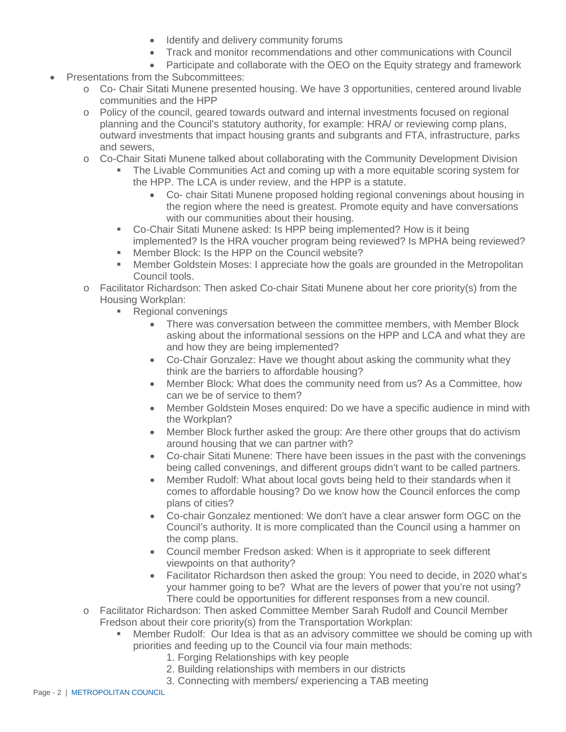- Identify and delivery community forums
        - Track and monitor recommendations and other communications with Council
        - Participate and collaborate with the OEO on the Equity strategy and framework
- Presentations from the Subcommittees:
    - Co- Chair Sitati Munene presented housing. We have 3 opportunities, centered around livable communities and the HPP
    - Policy of the council, geared towards outward and internal investments focused on regional planning and the Council's statutory authority, for example: HRA/ or reviewing comp plans, outward investments that impact housing grants and subgrants and FTA, infrastructure, parks and sewers,
    - Co-Chair Sitati Munene talked about collaborating with the Community Development Division
        - The Livable Communities Act and coming up with a more equitable scoring system for the HPP. The LCA is under review, and the HPP is a statute.
            - Co- chair Sitati Munene proposed holding regional convenings about housing in the region where the need is greatest. Promote equity and have conversations with our communities about their housing.
        - Co-Chair Sitati Munene asked: Is HPP being implemented? How is it being implemented? Is the HRA voucher program being reviewed? Is MPHA being reviewed?
        - Member Block: Is the HPP on the Council website?
        - Member Goldstein Moses: I appreciate how the goals are grounded in the Metropolitan Council tools.
    - Facilitator Richardson: Then asked Co-chair Sitati Munene about her core priority(s) from the Housing Workplan:
        - Regional convenings
            - There was conversation between the committee members, with Member Block asking about the informational sessions on the HPP and LCA and what they are and how they are being implemented?
            - Co-Chair Gonzalez: Have we thought about asking the community what they think are the barriers to affordable housing?
            - Member Block: What does the community need from us? As a Committee, how can we be of service to them?
            - Member Goldstein Moses enquired: Do we have a specific audience in mind with the Workplan?
            - Member Block further asked the group: Are there other groups that do activism around housing that we can partner with?
            - Co-chair Sitati Munene: There have been issues in the past with the convenings being called convenings, and different groups didn't want to be called partners.
            - Member Rudolf: What about local govts being held to their standards when it comes to affordable housing? Do we know how the Council enforces the comp plans of cities?
            - Co-chair Gonzalez mentioned: We don't have a clear answer form OGC on the Council's authority. It is more complicated than the Council using a hammer on the comp plans.
            - Council member Fredson asked: When is it appropriate to seek different viewpoints on that authority?
            - Facilitator Richardson then asked the group: You need to decide, in 2020 what's your hammer going to be? What are the levers of power that you're not using? There could be opportunities for different responses from a new council.
    - Facilitator Richardson: Then asked Committee Member Sarah Rudolf and Council Member Fredson about their core priority(s) from the Transportation Workplan:
        - Member Rudolf: Our Idea is that as an advisory committee we should be coming up with priorities and feeding up to the Council via four main methods:
            1. Forging Relationships with key people
            2. Building relationships with members in our districts
            3. Connecting with members/ experiencing a TAB meeting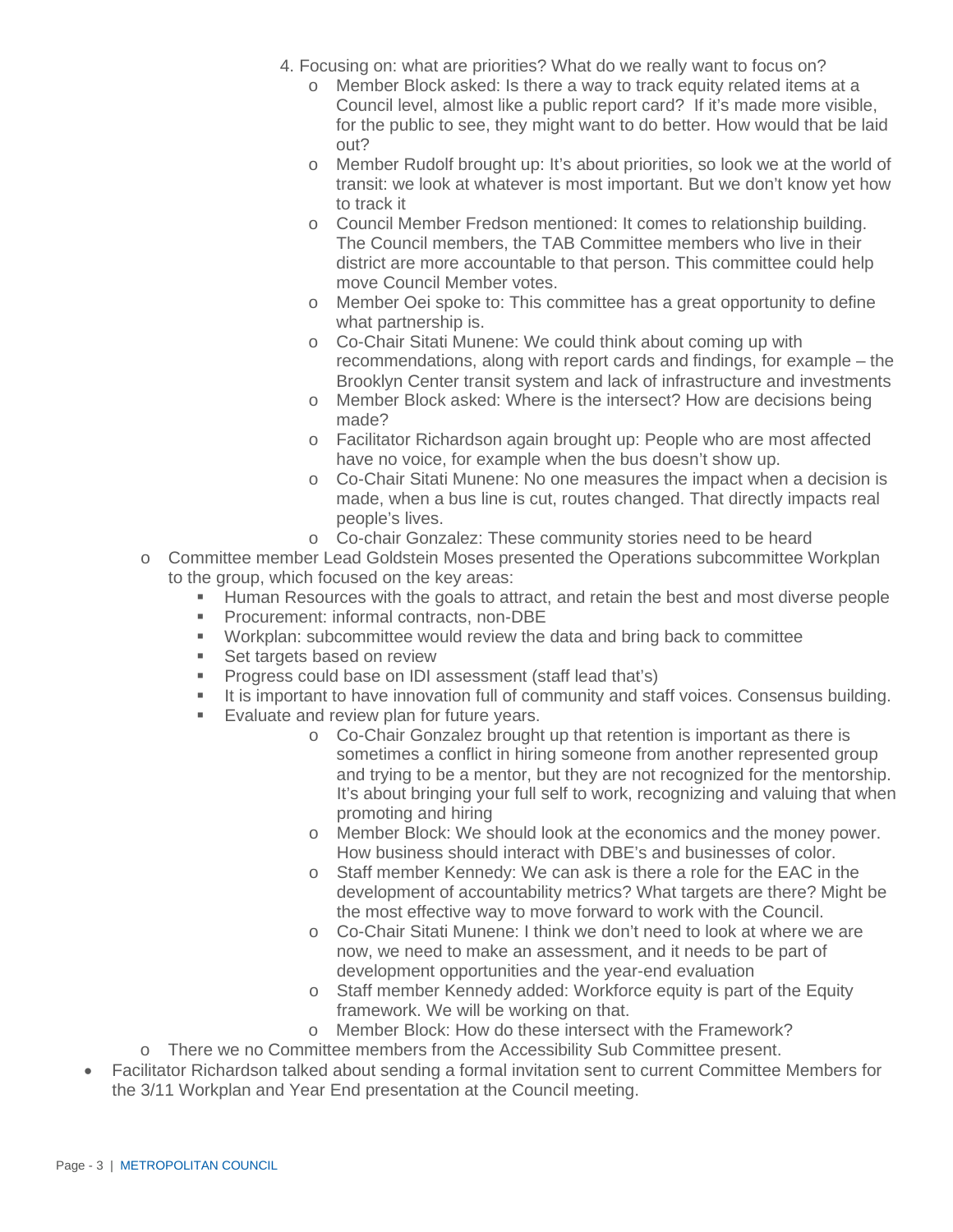4. Focusing on: what are priorities? What do we really want to focus on?
    - Member Block asked: Is there a way to track equity related items at a Council level, almost like a public report card? If it's made more visible, for the public to see, they might want to do better. How would that be laid out?
    - Member Rudolf brought up: It's about priorities, so look we at the world of transit: we look at whatever is most important. But we don't know yet how to track it
    - Council Member Fredson mentioned: It comes to relationship building. The Council members, the TAB Committee members who live in their district are more accountable to that person. This committee could help move Council Member votes.
    - Member Oei spoke to: This committee has a great opportunity to define what partnership is.
    - Co-Chair Sitati Munene: We could think about coming up with recommendations, along with report cards and findings, for example – the Brooklyn Center transit system and lack of infrastructure and investments
    - Member Block asked: Where is the intersect? How are decisions being made?
    - Facilitator Richardson again brought up: People who are most affected have no voice, for example when the bus doesn't show up.
    - Co-Chair Sitati Munene: No one measures the impact when a decision is made, when a bus line is cut, routes changed. That directly impacts real people's lives.
    - Co-chair Gonzalez: These community stories need to be heard

- Committee member Lead Goldstein Moses presented the Operations subcommittee Workplan to the group, which focused on the key areas:
    - Human Resources with the goals to attract, and retain the best and most diverse people
    - Procurement: informal contracts, non-DBE
    - Workplan: subcommittee would review the data and bring back to committee
    - Set targets based on review
    - Progress could base on IDI assessment (staff lead that's)
    - It is important to have innovation full of community and staff voices. Consensus building.
    - Evaluate and review plan for future years.
        - Co-Chair Gonzalez brought up that retention is important as there is sometimes a conflict in hiring someone from another represented group and trying to be a mentor, but they are not recognized for the mentorship. It's about bringing your full self to work, recognizing and valuing that when promoting and hiring
        - Member Block: We should look at the economics and the money power. How business should interact with DBE's and businesses of color.
        - Staff member Kennedy: We can ask is there a role for the EAC in the development of accountability metrics? What targets are there? Might be the most effective way to move forward to work with the Council.
        - Co-Chair Sitati Munene: I think we don't need to look at where we are now, we need to make an assessment, and it needs to be part of development opportunities and the year-end evaluation
        - Staff member Kennedy added: Workforce equity is part of the Equity framework. We will be working on that.
        - Member Block: How do these intersect with the Framework?

- There we no Committee members from the Accessibility Sub Committee present.

- Facilitator Richardson talked about sending a formal invitation sent to current Committee Members for the 3/11 Workplan and Year End presentation at the Council meeting.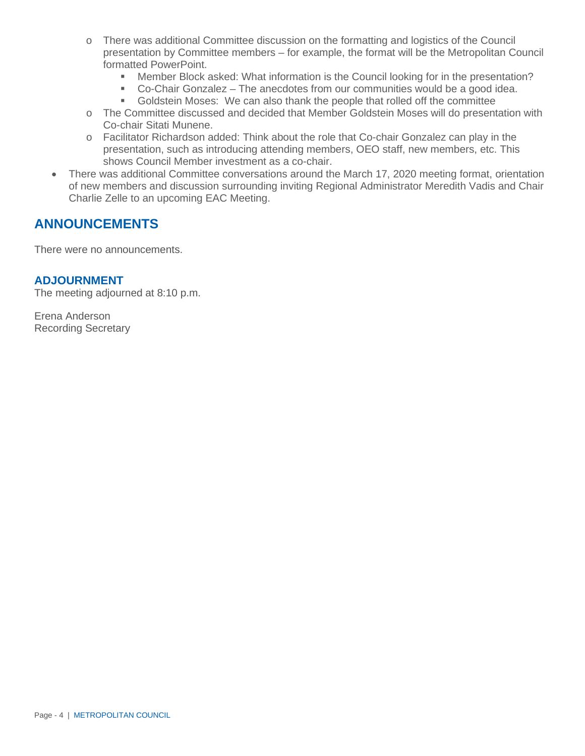- There was additional Committee discussion on the formatting and logistics of the Council presentation by Committee members – for example, the format will be the Metropolitan Council formatted PowerPoint.
    - Member Block asked: What information is the Council looking for in the presentation?
    - Co-Chair Gonzalez – The anecdotes from our communities would be a good idea.
    - Goldstein Moses: We can also thank the people that rolled off the committee
  - The Committee discussed and decided that Member Goldstein Moses will do presentation with Co-chair Sitati Munene.
  - Facilitator Richardson added: Think about the role that Co-chair Gonzalez can play in the presentation, such as introducing attending members, OEO staff, new members, etc. This shows Council Member investment as a co-chair.
- There was additional Committee conversations around the March 17, 2020 meeting format, orientation of new members and discussion surrounding inviting Regional Administrator Meredith Vadis and Chair Charlie Zelle to an upcoming EAC Meeting.

## ANNOUNCEMENTS

There were no announcements.

### ADJOURNMENT

The meeting adjourned at 8:10 p.m.

Erena Anderson
Recording Secretary